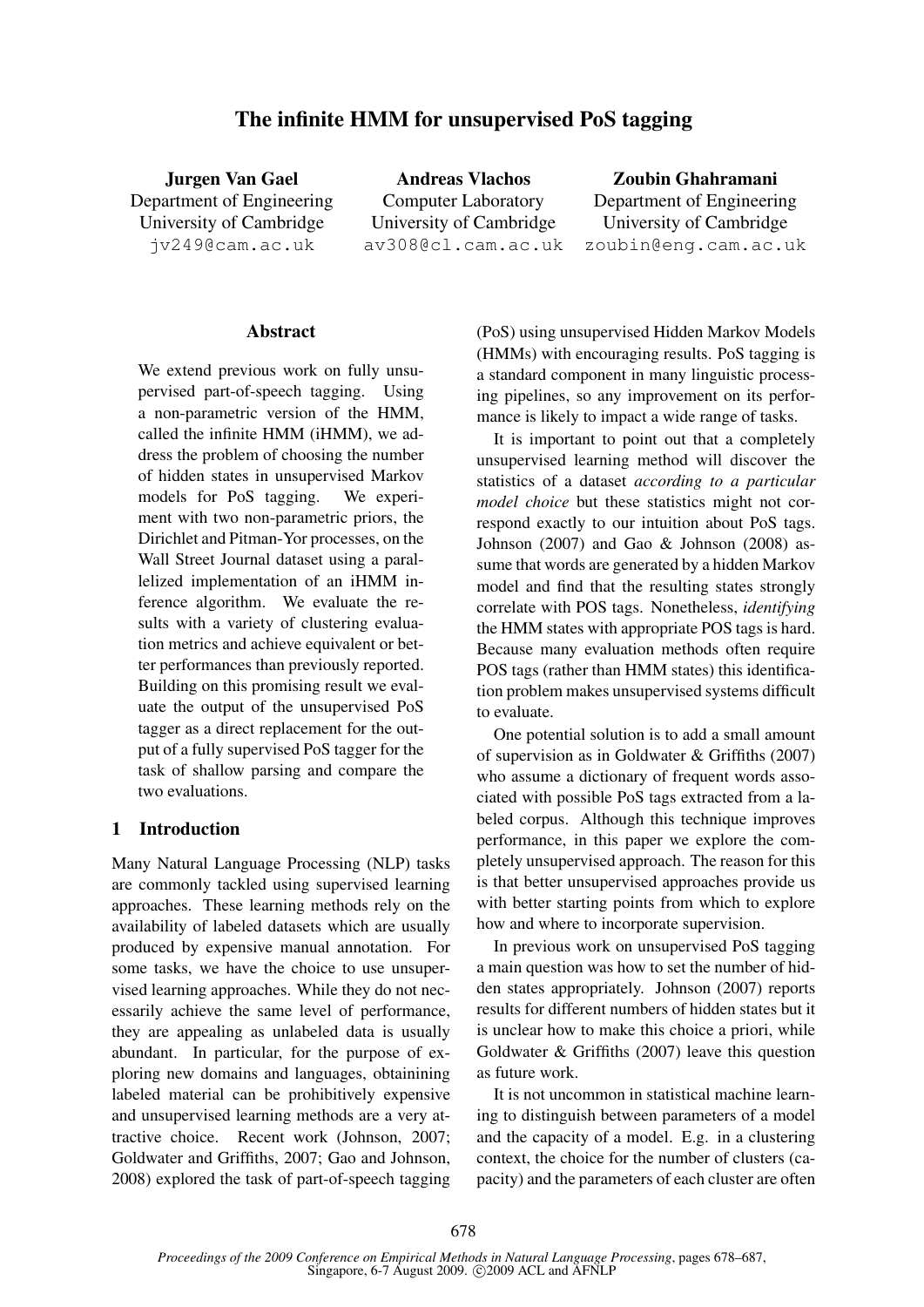# The infinite HMM for unsupervised PoS tagging

**Jurgen Van Gael**
Department of Engineering
University of Cambridge
jv249@cam.ac.uk

**Andreas Vlachos**
Computer Laboratory
University of Cambridge
av308@cl.cam.ac.uk

**Zoubin Ghahramani**
Department of Engineering
University of Cambridge
zoubin@eng.cam.ac.uk

## Abstract

We extend previous work on fully unsupervised part-of-speech tagging. Using a non-parametric version of the HMM, called the infinite HMM (iHMM), we address the problem of choosing the number of hidden states in unsupervised Markov models for PoS tagging. We experiment with two non-parametric priors, the Dirichlet and Pitman-Yor processes, on the Wall Street Journal dataset using a parallelized implementation of an iHMM inference algorithm. We evaluate the results with a variety of clustering evaluation metrics and achieve equivalent or better performances than previously reported. Building on this promising result we evaluate the output of the unsupervised PoS tagger as a direct replacement for the output of a fully supervised PoS tagger for the task of shallow parsing and compare the two evaluations.

## 1 Introduction

Many Natural Language Processing (NLP) tasks are commonly tackled using supervised learning approaches. These learning methods rely on the availability of labeled datasets which are usually produced by expensive manual annotation. For some tasks, we have the choice to use unsupervised learning approaches. While they do not necessarily achieve the same level of performance, they are appealing as unlabeled data is usually abundant. In particular, for the purpose of exploring new domains and languages, obtainining labeled material can be prohibitively expensive and unsupervised learning methods are a very attractive choice. Recent work (Johnson, 2007; Goldwater and Griffiths, 2007; Gao and Johnson, 2008) explored the task of part-of-speech tagging (PoS) using unsupervised Hidden Markov Models (HMMs) with encouraging results. PoS tagging is a standard component in many linguistic processing pipelines, so any improvement on its performance is likely to impact a wide range of tasks.

It is important to point out that a completely unsupervised learning method will discover the statistics of a dataset *according to a particular model choice* but these statistics might not correspond exactly to our intuition about PoS tags. Johnson (2007) and Gao & Johnson (2008) assume that words are generated by a hidden Markov model and find that the resulting states strongly correlate with POS tags. Nonetheless, *identifying* the HMM states with appropriate POS tags is hard. Because many evaluation methods often require POS tags (rather than HMM states) this identification problem makes unsupervised systems difficult to evaluate.

One potential solution is to add a small amount of supervision as in Goldwater & Griffiths (2007) who assume a dictionary of frequent words associated with possible PoS tags extracted from a labeled corpus. Although this technique improves performance, in this paper we explore the completely unsupervised approach. The reason for this is that better unsupervised approaches provide us with better starting points from which to explore how and where to incorporate supervision.

In previous work on unsupervised PoS tagging a main question was how to set the number of hidden states appropriately. Johnson (2007) reports results for different numbers of hidden states but it is unclear how to make this choice a priori, while Goldwater & Griffiths (2007) leave this question as future work.

It is not uncommon in statistical machine learning to distinguish between parameters of a model and the capacity of a model. E.g. in a clustering context, the choice for the number of clusters (capacity) and the parameters of each cluster are often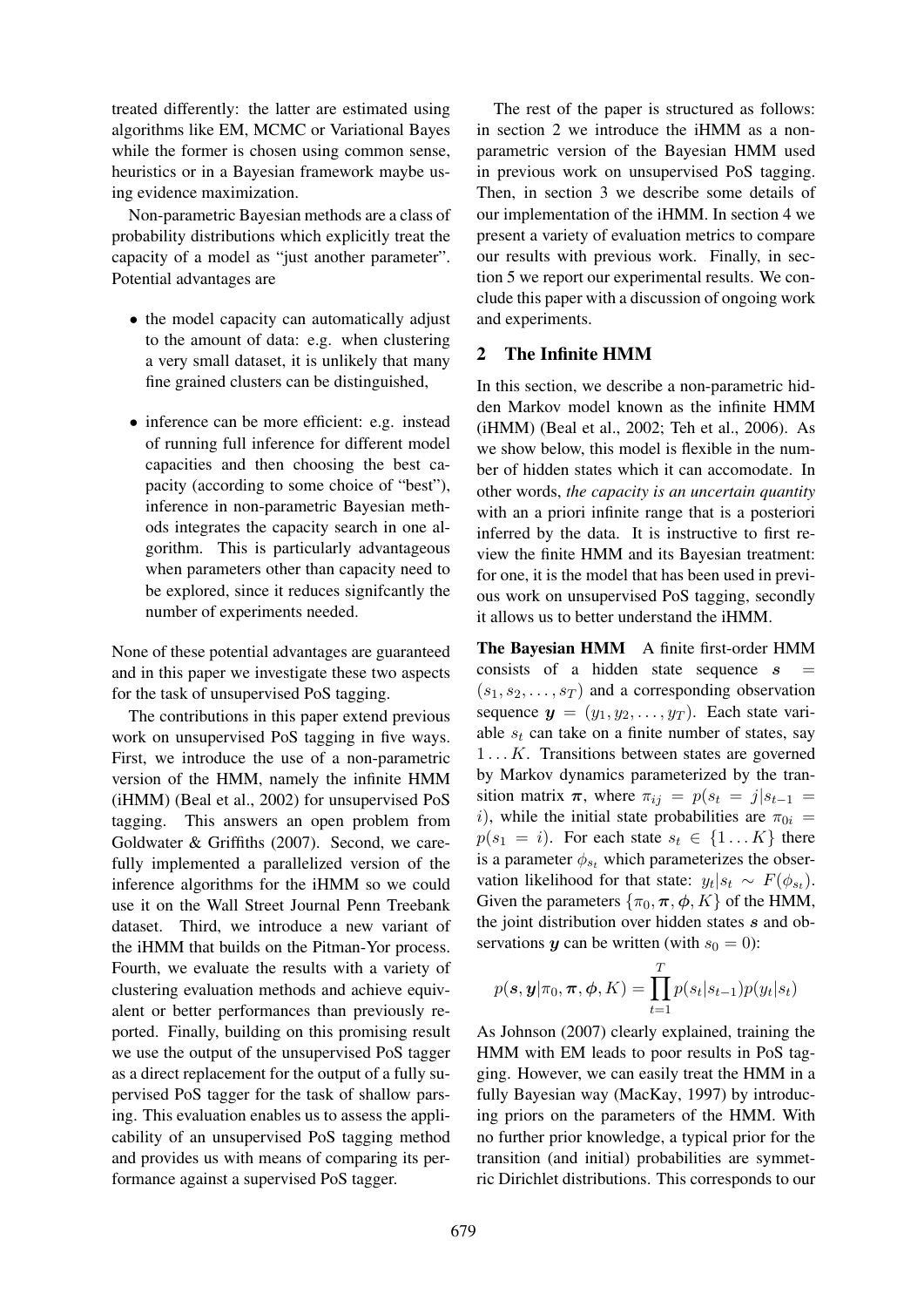treated differently: the latter are estimated using algorithms like EM, MCMC or Variational Bayes while the former is chosen using common sense, heuristics or in a Bayesian framework maybe using evidence maximization.

Non-parametric Bayesian methods are a class of probability distributions which explicitly treat the capacity of a model as "just another parameter". Potential advantages are

- the model capacity can automatically adjust to the amount of data: e.g. when clustering a very small dataset, it is unlikely that many fine grained clusters can be distinguished,
- inference can be more efficient: e.g. instead of running full inference for different model capacities and then choosing the best capacity (according to some choice of "best"), inference in non-parametric Bayesian methods integrates the capacity search in one algorithm. This is particularly advantageous when parameters other than capacity need to be explored, since it reduces signifcantly the number of experiments needed.

None of these potential advantages are guaranteed and in this paper we investigate these two aspects for the task of unsupervised PoS tagging.

The contributions in this paper extend previous work on unsupervised PoS tagging in five ways. First, we introduce the use of a non-parametric version of the HMM, namely the infinite HMM (iHMM) (Beal et al., 2002) for unsupervised PoS tagging. This answers an open problem from Goldwater & Griffiths (2007). Second, we carefully implemented a parallelized version of the inference algorithms for the iHMM so we could use it on the Wall Street Journal Penn Treebank dataset. Third, we introduce a new variant of the iHMM that builds on the Pitman-Yor process. Fourth, we evaluate the results with a variety of clustering evaluation methods and achieve equivalent or better performances than previously reported. Finally, building on this promising result we use the output of the unsupervised PoS tagger as a direct replacement for the output of a fully supervised PoS tagger for the task of shallow parsing. This evaluation enables us to assess the applicability of an unsupervised PoS tagging method and provides us with means of comparing its performance against a supervised PoS tagger.

The rest of the paper is structured as follows: in section 2 we introduce the iHMM as a non-parametric version of the Bayesian HMM used in previous work on unsupervised PoS tagging. Then, in section 3 we describe some details of our implementation of the iHMM. In section 4 we present a variety of evaluation metrics to compare our results with previous work. Finally, in section 5 we report our experimental results. We conclude this paper with a discussion of ongoing work and experiments.

## 2 The Infinite HMM

In this section, we describe a non-parametric hidden Markov model known as the infinite HMM (iHMM) (Beal et al., 2002; Teh et al., 2006). As we show below, this model is flexible in the number of hidden states which it can accomodate. In other words, *the capacity is an uncertain quantity* with an a priori infinite range that is a posteriori inferred by the data. It is instructive to first review the finite HMM and its Bayesian treatment: for one, it is the model that has been used in previous work on unsupervised PoS tagging, secondly it allows us to better understand the iHMM.

**The Bayesian HMM** A finite first-order HMM consists of a hidden state sequence $\boldsymbol{s} = (s_1, s_2, \ldots, s_T)$ and a corresponding observation sequence $\boldsymbol{y} = (y_1, y_2, \ldots, y_T)$. Each state variable $s_t$ can take on a finite number of states, say $1 \ldots K$. Transitions between states are governed by Markov dynamics parameterized by the transition matrix $\boldsymbol{\pi}$, where $\pi_{ij} = p(s_t = j | s_{t-1} = i)$, while the initial state probabilities are $\pi_{0i} = p(s_1 = i)$. For each state $s_t \in \{1 \ldots K\}$ there is a parameter $\phi_{s_t}$ which parameterizes the observation likelihood for that state: $y_t | s_t \sim F(\phi_{s_t})$. Given the parameters $\{\pi_0, \boldsymbol{\pi}, \boldsymbol{\phi}, K\}$ of the HMM, the joint distribution over hidden states $\boldsymbol{s}$ and observations $\boldsymbol{y}$ can be written (with $s_0 = 0$):

$$p(\boldsymbol{s}, \boldsymbol{y} | \pi_0, \boldsymbol{\pi}, \boldsymbol{\phi}, K) = \prod_{t=1}^{T} p(s_t | s_{t-1}) p(y_t | s_t)$$

As Johnson (2007) clearly explained, training the HMM with EM leads to poor results in PoS tagging. However, we can easily treat the HMM in a fully Bayesian way (MacKay, 1997) by introducing priors on the parameters of the HMM. With no further prior knowledge, a typical prior for the transition (and initial) probabilities are symmetric Dirichlet distributions. This corresponds to our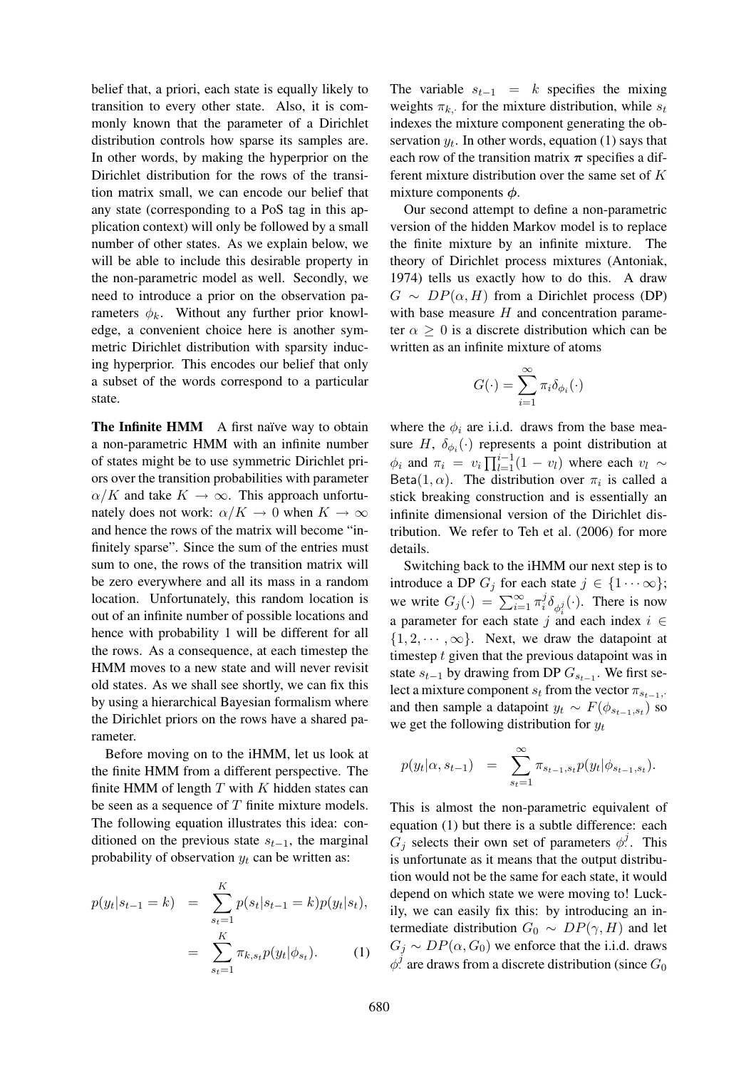belief that, a priori, each state is equally likely to transition to every other state. Also, it is commonly known that the parameter of a Dirichlet distribution controls how sparse its samples are. In other words, by making the hyperprior on the Dirichlet distribution for the rows of the transition matrix small, we can encode our belief that any state (corresponding to a PoS tag in this application context) will only be followed by a small number of other states. As we explain below, we will be able to include this desirable property in the non-parametric model as well. Secondly, we need to introduce a prior on the observation parameters $\phi_k$. Without any further prior knowledge, a convenient choice here is another symmetric Dirichlet distribution with sparsity inducing hyperprior. This encodes our belief that only a subset of the words correspond to a particular state.

**The Infinite HMM** A first naïve way to obtain a non-parametric HMM with an infinite number of states might be to use symmetric Dirichlet priors over the transition probabilities with parameter $\alpha/K$ and take $K \to \infty$. This approach unfortunately does not work: $\alpha/K \to 0$ when $K \to \infty$ and hence the rows of the matrix will become "infinitely sparse". Since the sum of the entries must sum to one, the rows of the transition matrix will be zero everywhere and all its mass in a random location. Unfortunately, this random location is out of an infinite number of possible locations and hence with probability 1 will be different for all the rows. As a consequence, at each timestep the HMM moves to a new state and will never revisit old states. As we shall see shortly, we can fix this by using a hierarchical Bayesian formalism where the Dirichlet priors on the rows have a shared parameter.

Before moving on to the iHMM, let us look at the finite HMM from a different perspective. The finite HMM of length $T$ with $K$ hidden states can be seen as a sequence of $T$ finite mixture models. The following equation illustrates this idea: conditioned on the previous state $s_{t-1}$, the marginal probability of observation $y_t$ can be written as:

$$
\begin{aligned}
p(y_t|s_{t-1}=k) &= \sum_{s_t=1}^{K} p(s_t|s_{t-1}=k)p(y_t|s_t), \\
&= \sum_{s_t=1}^{K} \pi_{k,s_t} p(y_t|\phi_{s_t}). \qquad (1)
\end{aligned}
$$

The variable $s_{t-1} = k$ specifies the mixing weights $\pi_{k,\cdot}$ for the mixture distribution, while $s_t$ indexes the mixture component generating the observation $y_t$. In other words, equation (1) says that each row of the transition matrix $\boldsymbol{\pi}$ specifies a different mixture distribution over the same set of $K$ mixture components $\boldsymbol{\phi}$.

Our second attempt to define a non-parametric version of the hidden Markov model is to replace the finite mixture by an infinite mixture. The theory of Dirichlet process mixtures (Antoniak, 1974) tells us exactly how to do this. A draw $G \sim DP(\alpha, H)$ from a Dirichlet process (DP) with base measure $H$ and concentration parameter $\alpha \geq 0$ is a discrete distribution which can be written as an infinite mixture of atoms

$$
G(\cdot) = \sum_{i=1}^{\infty} \pi_i \delta_{\phi_i}(\cdot)
$$

where the $\phi_i$ are i.i.d. draws from the base measure $H$, $\delta_{\phi_i}(\cdot)$ represents a point distribution at $\phi_i$ and $\pi_i = v_i \prod_{l=1}^{i-1}(1 - v_l)$ where each $v_l \sim \text{Beta}(1, \alpha)$. The distribution over $\pi_i$ is called a stick breaking construction and is essentially an infinite dimensional version of the Dirichlet distribution. We refer to Teh et al. (2006) for more details.

Switching back to the iHMM our next step is to introduce a DP $G_j$ for each state $j \in \{1 \cdots \infty\}$; we write $G_j(\cdot) = \sum_{i=1}^{\infty} \pi_i^j \delta_{\phi_i^j}(\cdot)$. There is now a parameter for each state $j$ and each index $i \in \{1, 2, \cdots, \infty\}$. Next, we draw the datapoint at timestep $t$ given that the previous datapoint was in state $s_{t-1}$ by drawing from DP $G_{s_{t-1}}$. We first select a mixture component $s_t$ from the vector $\pi_{s_{t-1},\cdot}$ and then sample a datapoint $y_t \sim F(\phi_{s_{t-1},s_t})$ so we get the following distribution for $y_t$

$$
p(y_t|\alpha, s_{t-1}) = \sum_{s_t=1}^{\infty} \pi_{s_{t-1},s_t} p(y_t|\phi_{s_{t-1},s_t}).
$$

This is almost the non-parametric equivalent of equation (1) but there is a subtle difference: each $G_j$ selects their own set of parameters $\phi^j_\cdot$. This is unfortunate as it means that the output distribution would not be the same for each state, it would depend on which state we were moving to! Luckily, we can easily fix this: by introducing an intermediate distribution $G_0 \sim DP(\gamma, H)$ and let $G_j \sim DP(\alpha, G_0)$ we enforce that the i.i.d. draws $\phi^j_\cdot$ are draws from a discrete distribution (since $G_0$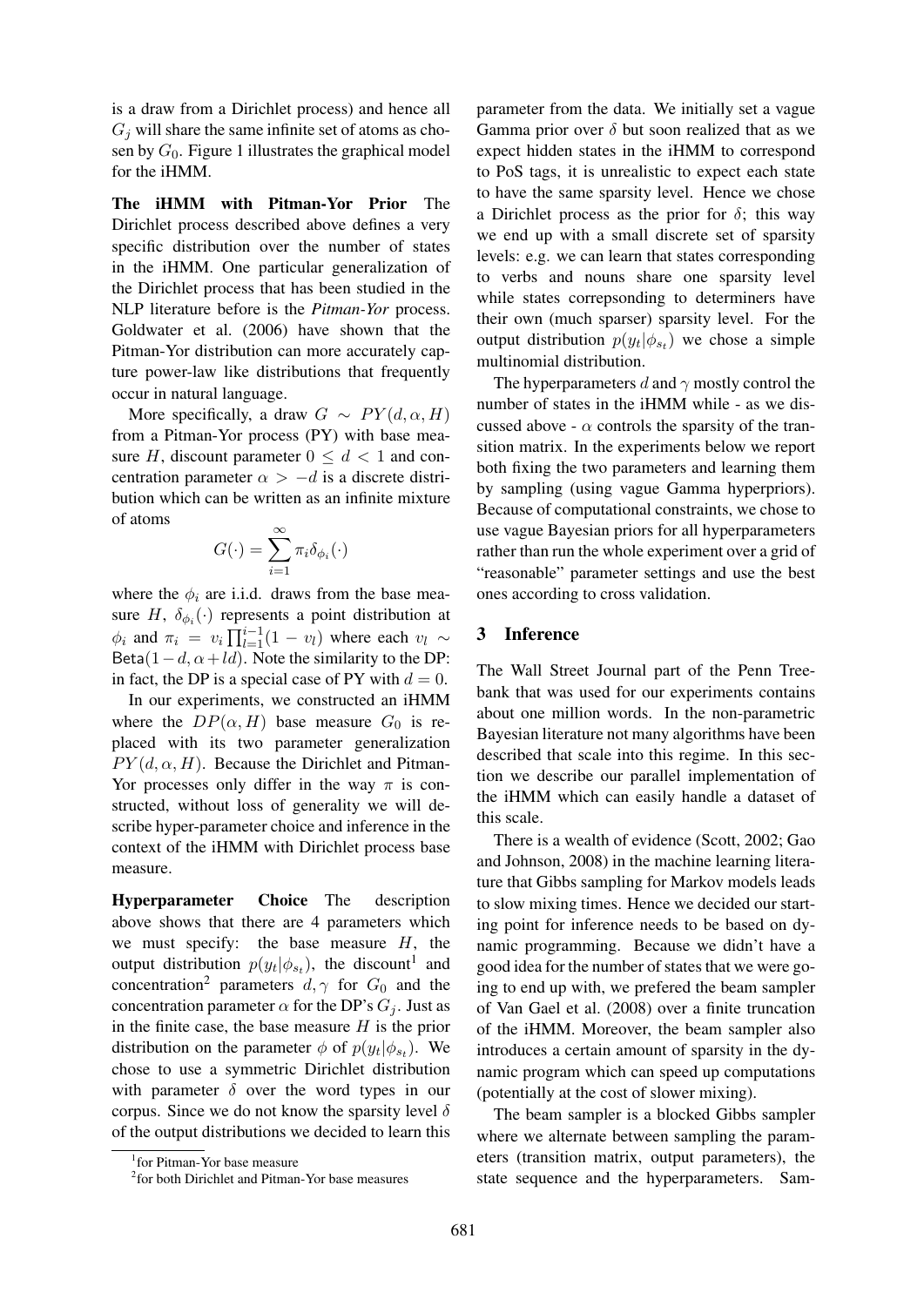is a draw from a Dirichlet process) and hence all $G_j$ will share the same infinite set of atoms as chosen by $G_0$. Figure 1 illustrates the graphical model for the iHMM.

**The iHMM with Pitman-Yor Prior** The Dirichlet process described above defines a very specific distribution over the number of states in the iHMM. One particular generalization of the Dirichlet process that has been studied in the NLP literature before is the *Pitman-Yor* process. Goldwater et al. (2006) have shown that the Pitman-Yor distribution can more accurately capture power-law like distributions that frequently occur in natural language.

More specifically, a draw $G \sim PY(d, \alpha, H)$ from a Pitman-Yor process (PY) with base measure $H$, discount parameter $0 \leq d < 1$ and concentration parameter $\alpha > -d$ is a discrete distribution which can be written as an infinite mixture of atoms

$$G(\cdot) = \sum_{i=1}^{\infty} \pi_i \delta_{\phi_i}(\cdot)$$

where the $\phi_i$ are i.i.d. draws from the base measure $H$, $\delta_{\phi_i}(\cdot)$ represents a point distribution at $\phi_i$ and $\pi_i = v_i \prod_{l=1}^{i-1}(1 - v_l)$ where each $v_l \sim \text{Beta}(1 - d, \alpha + ld)$. Note the similarity to the DP: in fact, the DP is a special case of PY with $d = 0$.

In our experiments, we constructed an iHMM where the $DP(\alpha, H)$ base measure $G_0$ is replaced with its two parameter generalization $PY(d, \alpha, H)$. Because the Dirichlet and Pitman-Yor processes only differ in the way $\pi$ is constructed, without loss of generality we will describe hyper-parameter choice and inference in the context of the iHMM with Dirichlet process base measure.

**Hyperparameter Choice** The description above shows that there are 4 parameters which we must specify: the base measure $H$, the output distribution $p(y_t|\phi_{s_t})$, the discount[1] and concentration[2] parameters $d, \gamma$ for $G_0$ and the concentration parameter $\alpha$ for the DP's $G_j$. Just as in the finite case, the base measure $H$ is the prior distribution on the parameter $\phi$ of $p(y_t|\phi_{s_t})$. We chose to use a symmetric Dirichlet distribution with parameter $\delta$ over the word types in our corpus. Since we do not know the sparsity level $\delta$ of the output distributions we decided to learn this parameter from the data. We initially set a vague Gamma prior over $\delta$ but soon realized that as we expect hidden states in the iHMM to correspond to PoS tags, it is unrealistic to expect each state to have the same sparsity level. Hence we chose a Dirichlet process as the prior for $\delta$; this way we end up with a small discrete set of sparsity levels: e.g. we can learn that states corresponding to verbs and nouns share one sparsity level while states correpsonding to determiners have their own (much sparser) sparsity level. For the output distribution $p(y_t|\phi_{s_t})$ we chose a simple multinomial distribution.

The hyperparameters $d$ and $\gamma$ mostly control the number of states in the iHMM while - as we discussed above - $\alpha$ controls the sparsity of the transition matrix. In the experiments below we report both fixing the two parameters and learning them by sampling (using vague Gamma hyperpriors). Because of computational constraints, we chose to use vague Bayesian priors for all hyperparameters rather than run the whole experiment over a grid of "reasonable" parameter settings and use the best ones according to cross validation.

[1] for Pitman-Yor base measure

[2] for both Dirichlet and Pitman-Yor base measures

## 3 Inference

The Wall Street Journal part of the Penn Treebank that was used for our experiments contains about one million words. In the non-parametric Bayesian literature not many algorithms have been described that scale into this regime. In this section we describe our parallel implementation of the iHMM which can easily handle a dataset of this scale.

There is a wealth of evidence (Scott, 2002; Gao and Johnson, 2008) in the machine learning literature that Gibbs sampling for Markov models leads to slow mixing times. Hence we decided our starting point for inference needs to be based on dynamic programming. Because we didn't have a good idea for the number of states that we were going to end up with, we prefered the beam sampler of Van Gael et al. (2008) over a finite truncation of the iHMM. Moreover, the beam sampler also introduces a certain amount of sparsity in the dynamic program which can speed up computations (potentially at the cost of slower mixing).

The beam sampler is a blocked Gibbs sampler where we alternate between sampling the parameters (transition matrix, output parameters), the state sequence and the hyperparameters. Sam-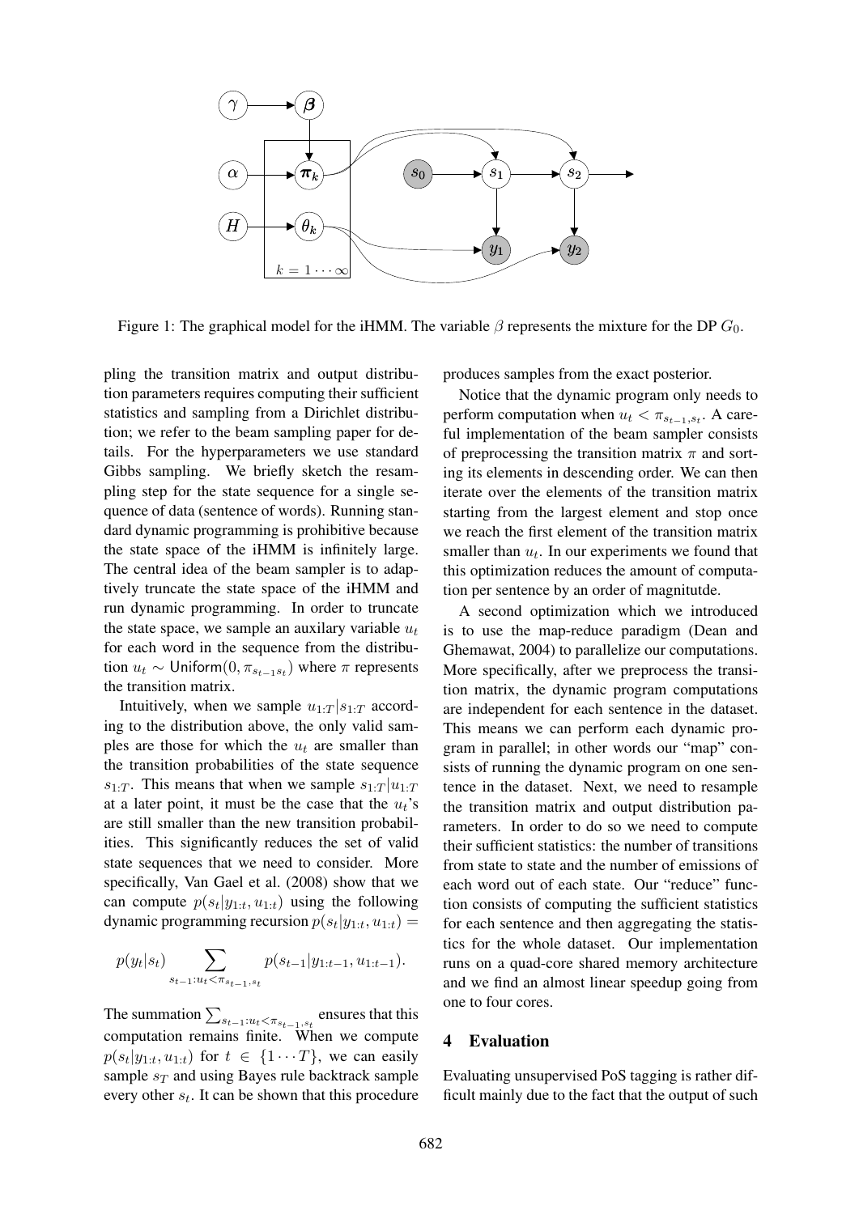Figure 1: The graphical model for the iHMM. The variable $\beta$ represents the mixture for the DP $G_0$.

pling the transition matrix and output distribution parameters requires computing their sufficient statistics and sampling from a Dirichlet distribution; we refer to the beam sampling paper for details. For the hyperparameters we use standard Gibbs sampling. We briefly sketch the resampling step for the state sequence for a single sequence of data (sentence of words). Running standard dynamic programming is prohibitive because the state space of the iHMM is infinitely large. The central idea of the beam sampler is to adaptively truncate the state space of the iHMM and run dynamic programming. In order to truncate the state space, we sample an auxilary variable $u_t$ for each word in the sequence from the distribution $u_t \sim \mathsf{Uniform}(0, \pi_{s_{t-1}s_t})$ where $\pi$ represents the transition matrix.

Intuitively, when we sample $u_{1:T}|s_{1:T}$ according to the distribution above, the only valid samples are those for which the $u_t$ are smaller than the transition probabilities of the state sequence $s_{1:T}$. This means that when we sample $s_{1:T}|u_{1:T}$ at a later point, it must be the case that the $u_t$'s are still smaller than the new transition probabilities. This significantly reduces the set of valid state sequences that we need to consider. More specifically, Van Gael et al. (2008) show that we can compute $p(s_t|y_{1:t}, u_{1:t})$ using the following dynamic programming recursion $p(s_t|y_{1:t}, u_{1:t}) =$

$$p(y_t|s_t) \sum_{s_{t-1}:u_t<\pi_{s_{t-1},s_t}} p(s_{t-1}|y_{1:t-1}, u_{1:t-1}).$$

The summation $\sum_{s_{t-1}:u_t<\pi_{s_{t-1},s_t}}$ ensures that this computation remains finite. When we compute $p(s_t|y_{1:t}, u_{1:t})$ for $t \in \{1 \cdots T\}$, we can easily sample $s_T$ and using Bayes rule backtrack sample every other $s_t$. It can be shown that this procedure produces samples from the exact posterior.

Notice that the dynamic program only needs to perform computation when $u_t < \pi_{s_{t-1},s_t}$. A careful implementation of the beam sampler consists of preprocessing the transition matrix $\pi$ and sorting its elements in descending order. We can then iterate over the elements of the transition matrix starting from the largest element and stop once we reach the first element of the transition matrix smaller than $u_t$. In our experiments we found that this optimization reduces the amount of computation per sentence by an order of magnitutde.

A second optimization which we introduced is to use the map-reduce paradigm (Dean and Ghemawat, 2004) to parallelize our computations. More specifically, after we preprocess the transition matrix, the dynamic program computations are independent for each sentence in the dataset. This means we can perform each dynamic program in parallel; in other words our "map" consists of running the dynamic program on one sentence in the dataset. Next, we need to resample the transition matrix and output distribution parameters. In order to do so we need to compute their sufficient statistics: the number of transitions from state to state and the number of emissions of each word out of each state. Our "reduce" function consists of computing the sufficient statistics for each sentence and then aggregating the statistics for the whole dataset. Our implementation runs on a quad-core shared memory architecture and we find an almost linear speedup going from one to four cores.

## 4 Evaluation

Evaluating unsupervised PoS tagging is rather difficult mainly due to the fact that the output of such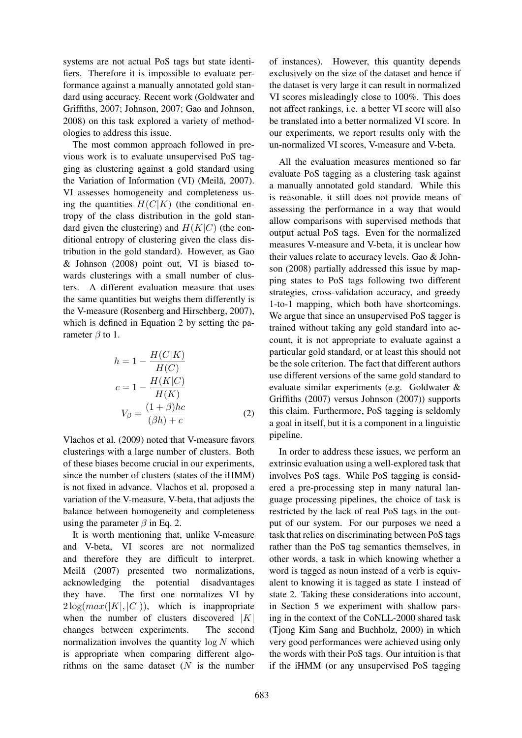systems are not actual PoS tags but state identifiers. Therefore it is impossible to evaluate performance against a manually annotated gold standard using accuracy. Recent work (Goldwater and Griffiths, 2007; Johnson, 2007; Gao and Johnson, 2008) on this task explored a variety of methodologies to address this issue.

The most common approach followed in previous work is to evaluate unsupervised PoS tagging as clustering against a gold standard using the Variation of Information (VI) (Meilă, 2007). VI assesses homogeneity and completeness using the quantities $H(C|K)$ (the conditional entropy of the class distribution in the gold standard given the clustering) and $H(K|C)$ (the conditional entropy of clustering given the class distribution in the gold standard). However, as Gao & Johnson (2008) point out, VI is biased towards clusterings with a small number of clusters. A different evaluation measure that uses the same quantities but weighs them differently is the V-measure (Rosenberg and Hirschberg, 2007), which is defined in Equation 2 by setting the parameter $\beta$ to 1.

$$
\begin{aligned}
h &= 1 - \frac{H(C|K)}{H(C)} \\
c &= 1 - \frac{H(K|C)}{H(K)} \\
V_\beta &= \frac{(1+\beta)hc}{(\beta h) + c}
\end{aligned}
\tag{2}
$$

Vlachos et al. (2009) noted that V-measure favors clusterings with a large number of clusters. Both of these biases become crucial in our experiments, since the number of clusters (states of the iHMM) is not fixed in advance. Vlachos et al. proposed a variation of the V-measure, V-beta, that adjusts the balance between homogeneity and completeness using the parameter $\beta$ in Eq. 2.

It is worth mentioning that, unlike V-measure and V-beta, VI scores are not normalized and therefore they are difficult to interpret. Meilă (2007) presented two normalizations, acknowledging the potential disadvantages they have. The first one normalizes VI by $2\log(max(|K|, |C|))$, which is inappropriate when the number of clusters discovered $|K|$ changes between experiments. The second normalization involves the quantity $\log N$ which is appropriate when comparing different algorithms on the same dataset ($N$ is the number of instances). However, this quantity depends exclusively on the size of the dataset and hence if the dataset is very large it can result in normalized VI scores misleadingly close to 100%. This does not affect rankings, i.e. a better VI score will also be translated into a better normalized VI score. In our experiments, we report results only with the un-normalized VI scores, V-measure and V-beta.

All the evaluation measures mentioned so far evaluate PoS tagging as a clustering task against a manually annotated gold standard. While this is reasonable, it still does not provide means of assessing the performance in a way that would allow comparisons with supervised methods that output actual PoS tags. Even for the normalized measures V-measure and V-beta, it is unclear how their values relate to accuracy levels. Gao & Johnson (2008) partially addressed this issue by mapping states to PoS tags following two different strategies, cross-validation accuracy, and greedy 1-to-1 mapping, which both have shortcomings. We argue that since an unsupervised PoS tagger is trained without taking any gold standard into account, it is not appropriate to evaluate against a particular gold standard, or at least this should not be the sole criterion. The fact that different authors use different versions of the same gold standard to evaluate similar experiments (e.g. Goldwater & Griffiths (2007) versus Johnson (2007)) supports this claim. Furthermore, PoS tagging is seldomly a goal in itself, but it is a component in a linguistic pipeline.

In order to address these issues, we perform an extrinsic evaluation using a well-explored task that involves PoS tags. While PoS tagging is considered a pre-processing step in many natural language processing pipelines, the choice of task is restricted by the lack of real PoS tags in the output of our system. For our purposes we need a task that relies on discriminating between PoS tags rather than the PoS tag semantics themselves, in other words, a task in which knowing whether a word is tagged as noun instead of a verb is equivalent to knowing it is tagged as state 1 instead of state 2. Taking these considerations into account, in Section 5 we experiment with shallow parsing in the context of the CoNLL-2000 shared task (Tjong Kim Sang and Buchholz, 2000) in which very good performances were achieved using only the words with their PoS tags. Our intuition is that if the iHMM (or any unsupervised PoS tagging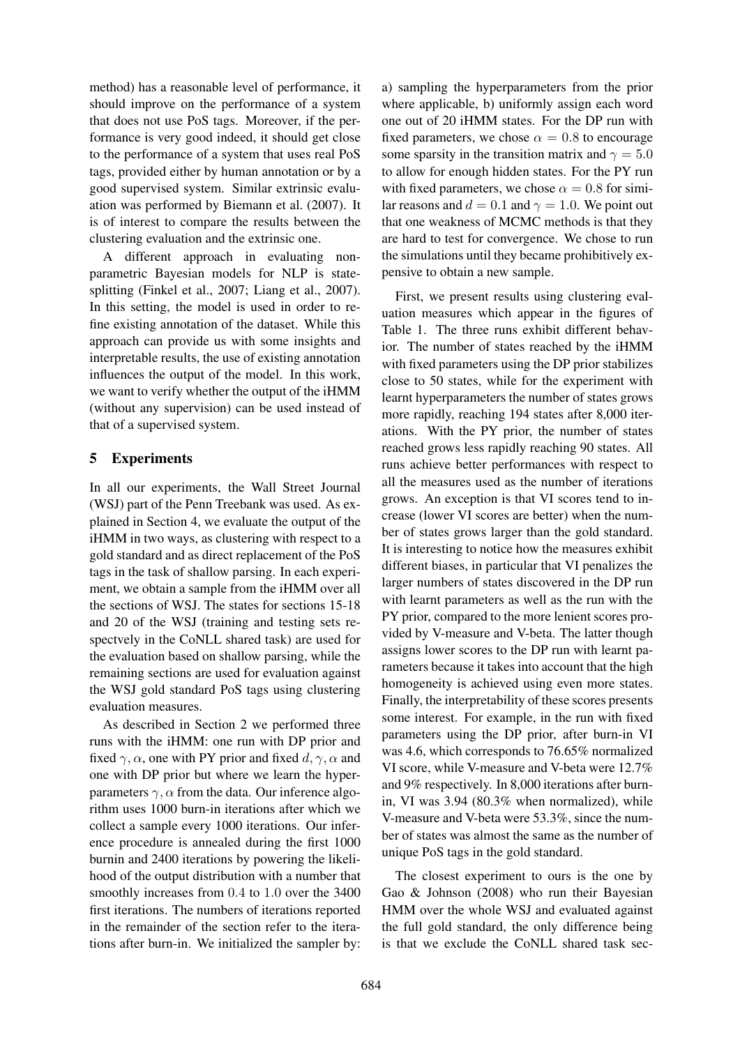method) has a reasonable level of performance, it should improve on the performance of a system that does not use PoS tags. Moreover, if the performance is very good indeed, it should get close to the performance of a system that uses real PoS tags, provided either by human annotation or by a good supervised system. Similar extrinsic evaluation was performed by Biemann et al. (2007). It is of interest to compare the results between the clustering evaluation and the extrinsic one.

A different approach in evaluating non-parametric Bayesian models for NLP is state-splitting (Finkel et al., 2007; Liang et al., 2007). In this setting, the model is used in order to refine existing annotation of the dataset. While this approach can provide us with some insights and interpretable results, the use of existing annotation influences the output of the model. In this work, we want to verify whether the output of the iHMM (without any supervision) can be used instead of that of a supervised system.

## 5 Experiments

In all our experiments, the Wall Street Journal (WSJ) part of the Penn Treebank was used. As explained in Section 4, we evaluate the output of the iHMM in two ways, as clustering with respect to a gold standard and as direct replacement of the PoS tags in the task of shallow parsing. In each experiment, we obtain a sample from the iHMM over all the sections of WSJ. The states for sections 15-18 and 20 of the WSJ (training and testing sets respectvely in the CoNLL shared task) are used for the evaluation based on shallow parsing, while the remaining sections are used for evaluation against the WSJ gold standard PoS tags using clustering evaluation measures.

As described in Section 2 we performed three runs with the iHMM: one run with DP prior and fixed $\gamma, \alpha$, one with PY prior and fixed $d, \gamma, \alpha$ and one with DP prior but where we learn the hyperparameters $\gamma, \alpha$ from the data. Our inference algorithm uses 1000 burn-in iterations after which we collect a sample every 1000 iterations. Our inference procedure is annealed during the first 1000 burnin and 2400 iterations by powering the likelihood of the output distribution with a number that smoothly increases from $0.4$ to $1.0$ over the 3400 first iterations. The numbers of iterations reported in the remainder of the section refer to the iterations after burn-in. We initialized the sampler by: a) sampling the hyperparameters from the prior where applicable, b) uniformly assign each word one out of 20 iHMM states. For the DP run with fixed parameters, we chose $\alpha = 0.8$ to encourage some sparsity in the transition matrix and $\gamma = 5.0$ to allow for enough hidden states. For the PY run with fixed parameters, we chose $\alpha = 0.8$ for similar reasons and $d = 0.1$ and $\gamma = 1.0$. We point out that one weakness of MCMC methods is that they are hard to test for convergence. We chose to run the simulations until they became prohibitively expensive to obtain a new sample.

First, we present results using clustering evaluation measures which appear in the figures of Table 1. The three runs exhibit different behavior. The number of states reached by the iHMM with fixed parameters using the DP prior stabilizes close to 50 states, while for the experiment with learnt hyperparameters the number of states grows more rapidly, reaching 194 states after 8,000 iterations. With the PY prior, the number of states reached grows less rapidly reaching 90 states. All runs achieve better performances with respect to all the measures used as the number of iterations grows. An exception is that VI scores tend to increase (lower VI scores are better) when the number of states grows larger than the gold standard. It is interesting to notice how the measures exhibit different biases, in particular that VI penalizes the larger numbers of states discovered in the DP run with learnt parameters as well as the run with the PY prior, compared to the more lenient scores provided by V-measure and V-beta. The latter though assigns lower scores to the DP run with learnt parameters because it takes into account that the high homogeneity is achieved using even more states. Finally, the interpretability of these scores presents some interest. For example, in the run with fixed parameters using the DP prior, after burn-in VI was 4.6, which corresponds to 76.65% normalized VI score, while V-measure and V-beta were 12.7% and 9% respectively. In 8,000 iterations after burn-in, VI was 3.94 (80.3% when normalized), while V-measure and V-beta were 53.3%, since the number of states was almost the same as the number of unique PoS tags in the gold standard.

The closest experiment to ours is the one by Gao & Johnson (2008) who run their Bayesian HMM over the whole WSJ and evaluated against the full gold standard, the only difference being is that we exclude the CoNLL shared task sec-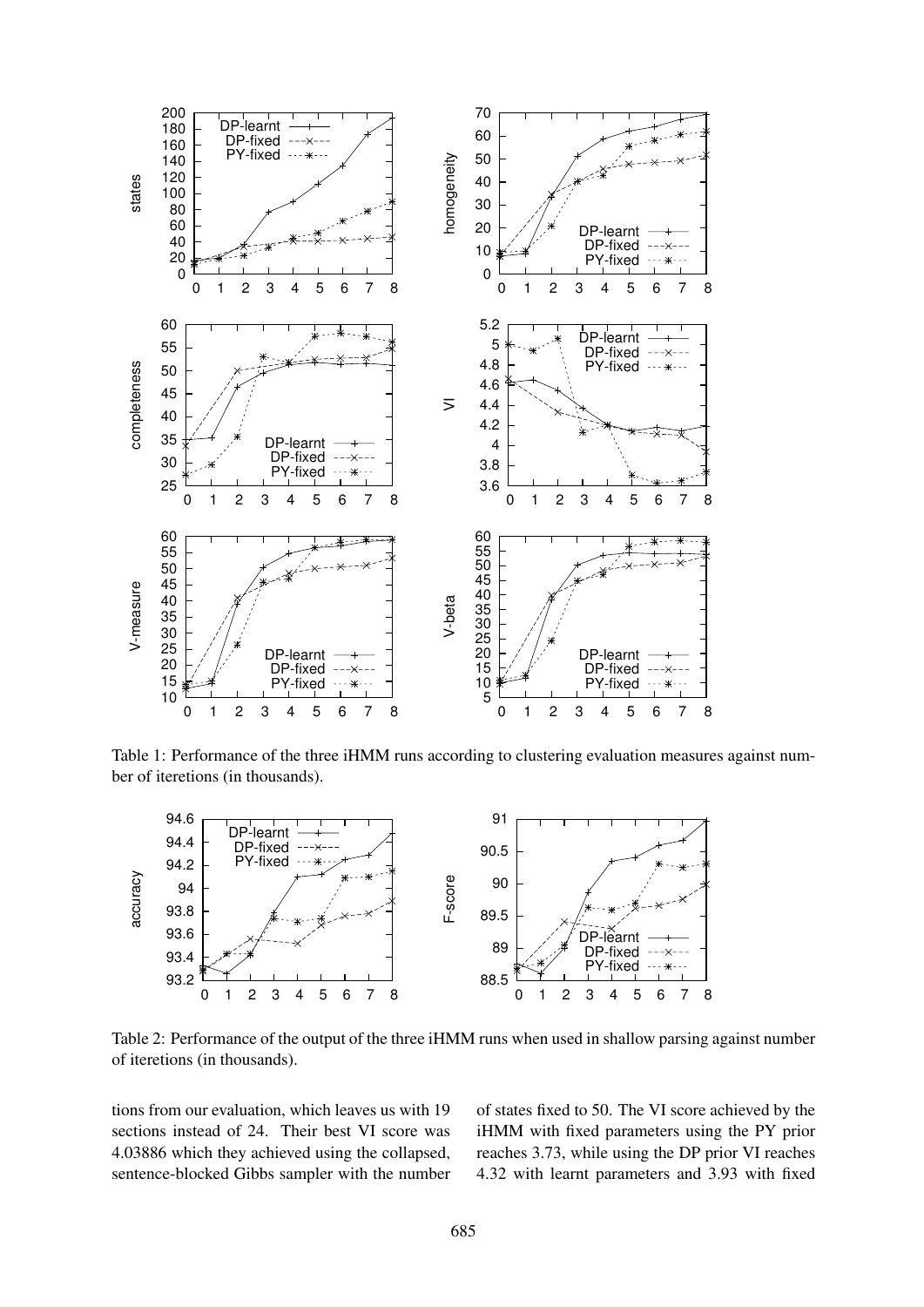Table 1: Performance of the three iHMM runs according to clustering evaluation measures against number of iteretions (in thousands).

Table 2: Performance of the output of the three iHMM runs when used in shallow parsing against number of iteretions (in thousands).

tions from our evaluation, which leaves us with 19 sections instead of 24. Their best VI score was 4.03886 which they achieved using the collapsed, sentence-blocked Gibbs sampler with the number of states fixed to 50. The VI score achieved by the iHMM with fixed parameters using the PY prior reaches 3.73, while using the DP prior VI reaches 4.32 with learnt parameters and 3.93 with fixed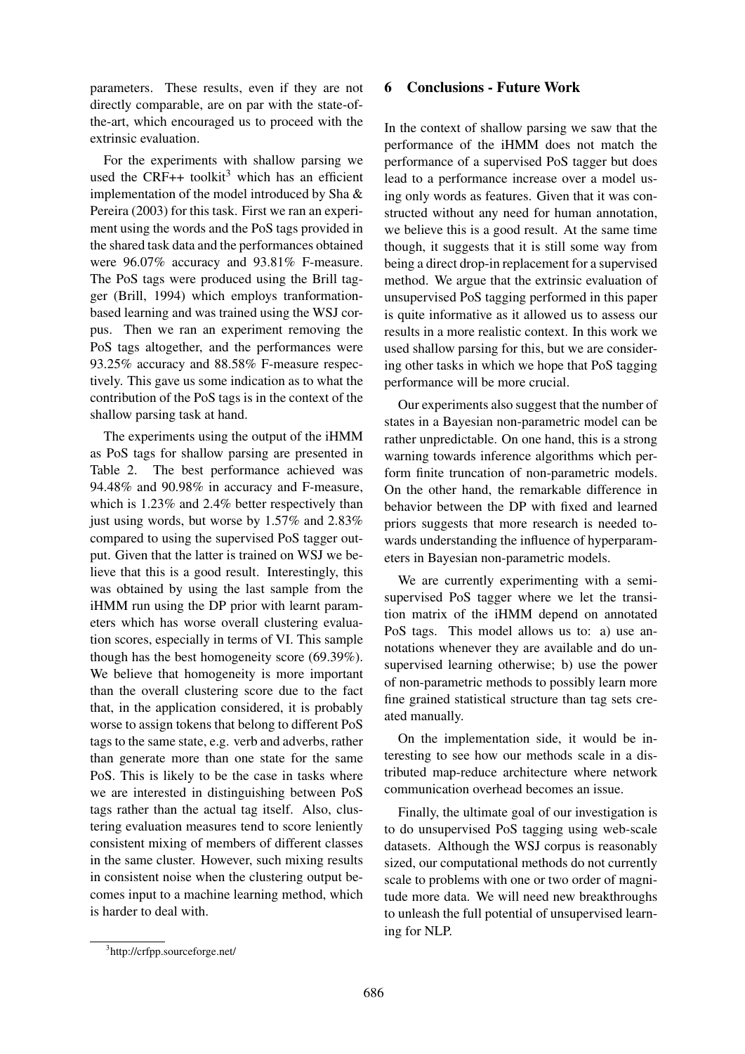parameters. These results, even if they are not directly comparable, are on par with the state-of-the-art, which encouraged us to proceed with the extrinsic evaluation.

For the experiments with shallow parsing we used the CRF++ toolkit[3] which has an efficient implementation of the model introduced by Sha & Pereira (2003) for this task. First we ran an experiment using the words and the PoS tags provided in the shared task data and the performances obtained were 96.07% accuracy and 93.81% F-measure. The PoS tags were produced using the Brill tagger (Brill, 1994) which employs tranformation-based learning and was trained using the WSJ corpus. Then we ran an experiment removing the PoS tags altogether, and the performances were 93.25% accuracy and 88.58% F-measure respectively. This gave us some indication as to what the contribution of the PoS tags is in the context of the shallow parsing task at hand.

The experiments using the output of the iHMM as PoS tags for shallow parsing are presented in Table 2. The best performance achieved was 94.48% and 90.98% in accuracy and F-measure, which is 1.23% and 2.4% better respectively than just using words, but worse by 1.57% and 2.83% compared to using the supervised PoS tagger output. Given that the latter is trained on WSJ we believe that this is a good result. Interestingly, this was obtained by using the last sample from the iHMM run using the DP prior with learnt parameters which has worse overall clustering evaluation scores, especially in terms of VI. This sample though has the best homogeneity score (69.39%). We believe that homogeneity is more important than the overall clustering score due to the fact that, in the application considered, it is probably worse to assign tokens that belong to different PoS tags to the same state, e.g. verb and adverbs, rather than generate more than one state for the same PoS. This is likely to be the case in tasks where we are interested in distinguishing between PoS tags rather than the actual tag itself. Also, clustering evaluation measures tend to score leniently consistent mixing of members of different classes in the same cluster. However, such mixing results in consistent noise when the clustering output becomes input to a machine learning method, which is harder to deal with.

[3] http://crfpp.sourceforge.net/

## 6 Conclusions - Future Work

In the context of shallow parsing we saw that the performance of the iHMM does not match the performance of a supervised PoS tagger but does lead to a performance increase over a model using only words as features. Given that it was constructed without any need for human annotation, we believe this is a good result. At the same time though, it suggests that it is still some way from being a direct drop-in replacement for a supervised method. We argue that the extrinsic evaluation of unsupervised PoS tagging performed in this paper is quite informative as it allowed us to assess our results in a more realistic context. In this work we used shallow parsing for this, but we are considering other tasks in which we hope that PoS tagging performance will be more crucial.

Our experiments also suggest that the number of states in a Bayesian non-parametric model can be rather unpredictable. On one hand, this is a strong warning towards inference algorithms which perform finite truncation of non-parametric models. On the other hand, the remarkable difference in behavior between the DP with fixed and learned priors suggests that more research is needed towards understanding the influence of hyperparameters in Bayesian non-parametric models.

We are currently experimenting with a semi-supervised PoS tagger where we let the transition matrix of the iHMM depend on annotated PoS tags. This model allows us to: a) use annotations whenever they are available and do unsupervised learning otherwise; b) use the power of non-parametric methods to possibly learn more fine grained statistical structure than tag sets created manually.

On the implementation side, it would be interesting to see how our methods scale in a distributed map-reduce architecture where network communication overhead becomes an issue.

Finally, the ultimate goal of our investigation is to do unsupervised PoS tagging using web-scale datasets. Although the WSJ corpus is reasonably sized, our computational methods do not currently scale to problems with one or two order of magnitude more data. We will need new breakthroughs to unleash the full potential of unsupervised learning for NLP.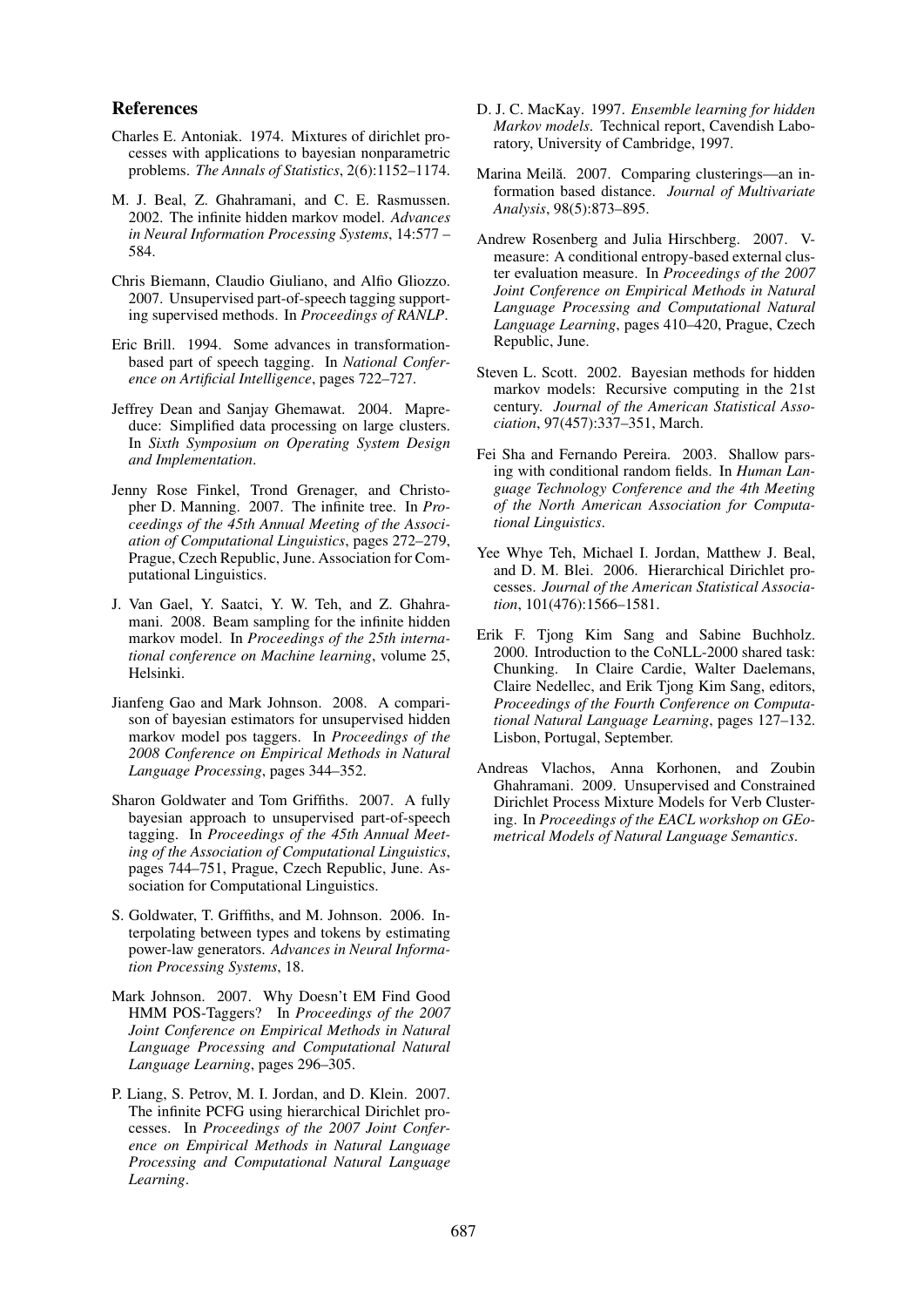## References

Charles E. Antoniak. 1974. Mixtures of dirichlet processes with applications to bayesian nonparametric problems. *The Annals of Statistics*, 2(6):1152–1174.

M. J. Beal, Z. Ghahramani, and C. E. Rasmussen. 2002. The infinite hidden markov model. *Advances in Neural Information Processing Systems*, 14:577 – 584.

Chris Biemann, Claudio Giuliano, and Alfio Gliozzo. 2007. Unsupervised part-of-speech tagging supporting supervised methods. In *Proceedings of RANLP*.

Eric Brill. 1994. Some advances in transformation-based part of speech tagging. In *National Conference on Artificial Intelligence*, pages 722–727.

Jeffrey Dean and Sanjay Ghemawat. 2004. Mapreduce: Simplified data processing on large clusters. In *Sixth Symposium on Operating System Design and Implementation*.

Jenny Rose Finkel, Trond Grenager, and Christopher D. Manning. 2007. The infinite tree. In *Proceedings of the 45th Annual Meeting of the Association of Computational Linguistics*, pages 272–279, Prague, Czech Republic, June. Association for Computational Linguistics.

J. Van Gael, Y. Saatci, Y. W. Teh, and Z. Ghahramani. 2008. Beam sampling for the infinite hidden markov model. In *Proceedings of the 25th international conference on Machine learning*, volume 25, Helsinki.

Jianfeng Gao and Mark Johnson. 2008. A comparison of bayesian estimators for unsupervised hidden markov model pos taggers. In *Proceedings of the 2008 Conference on Empirical Methods in Natural Language Processing*, pages 344–352.

Sharon Goldwater and Tom Griffiths. 2007. A fully bayesian approach to unsupervised part-of-speech tagging. In *Proceedings of the 45th Annual Meeting of the Association of Computational Linguistics*, pages 744–751, Prague, Czech Republic, June. Association for Computational Linguistics.

S. Goldwater, T. Griffiths, and M. Johnson. 2006. Interpolating between types and tokens by estimating power-law generators. *Advances in Neural Information Processing Systems*, 18.

Mark Johnson. 2007. Why Doesn't EM Find Good HMM POS-Taggers? In *Proceedings of the 2007 Joint Conference on Empirical Methods in Natural Language Processing and Computational Natural Language Learning*, pages 296–305.

P. Liang, S. Petrov, M. I. Jordan, and D. Klein. 2007. The infinite PCFG using hierarchical Dirichlet processes. In *Proceedings of the 2007 Joint Conference on Empirical Methods in Natural Language Processing and Computational Natural Language Learning*.

D. J. C. MacKay. 1997. *Ensemble learning for hidden Markov models*. Technical report, Cavendish Laboratory, University of Cambridge, 1997.

Marina Meilă. 2007. Comparing clusterings—an information based distance. *Journal of Multivariate Analysis*, 98(5):873–895.

Andrew Rosenberg and Julia Hirschberg. 2007. V-measure: A conditional entropy-based external cluster evaluation measure. In *Proceedings of the 2007 Joint Conference on Empirical Methods in Natural Language Processing and Computational Natural Language Learning*, pages 410–420, Prague, Czech Republic, June.

Steven L. Scott. 2002. Bayesian methods for hidden markov models: Recursive computing in the 21st century. *Journal of the American Statistical Association*, 97(457):337–351, March.

Fei Sha and Fernando Pereira. 2003. Shallow parsing with conditional random fields. In *Human Language Technology Conference and the 4th Meeting of the North American Association for Computational Linguistics*.

Yee Whye Teh, Michael I. Jordan, Matthew J. Beal, and D. M. Blei. 2006. Hierarchical Dirichlet processes. *Journal of the American Statistical Association*, 101(476):1566–1581.

Erik F. Tjong Kim Sang and Sabine Buchholz. 2000. Introduction to the CoNLL-2000 shared task: Chunking. In Claire Cardie, Walter Daelemans, Claire Nedellec, and Erik Tjong Kim Sang, editors, *Proceedings of the Fourth Conference on Computational Natural Language Learning*, pages 127–132. Lisbon, Portugal, September.

Andreas Vlachos, Anna Korhonen, and Zoubin Ghahramani. 2009. Unsupervised and Constrained Dirichlet Process Mixture Models for Verb Clustering. In *Proceedings of the EACL workshop on GEometrical Models of Natural Language Semantics*.